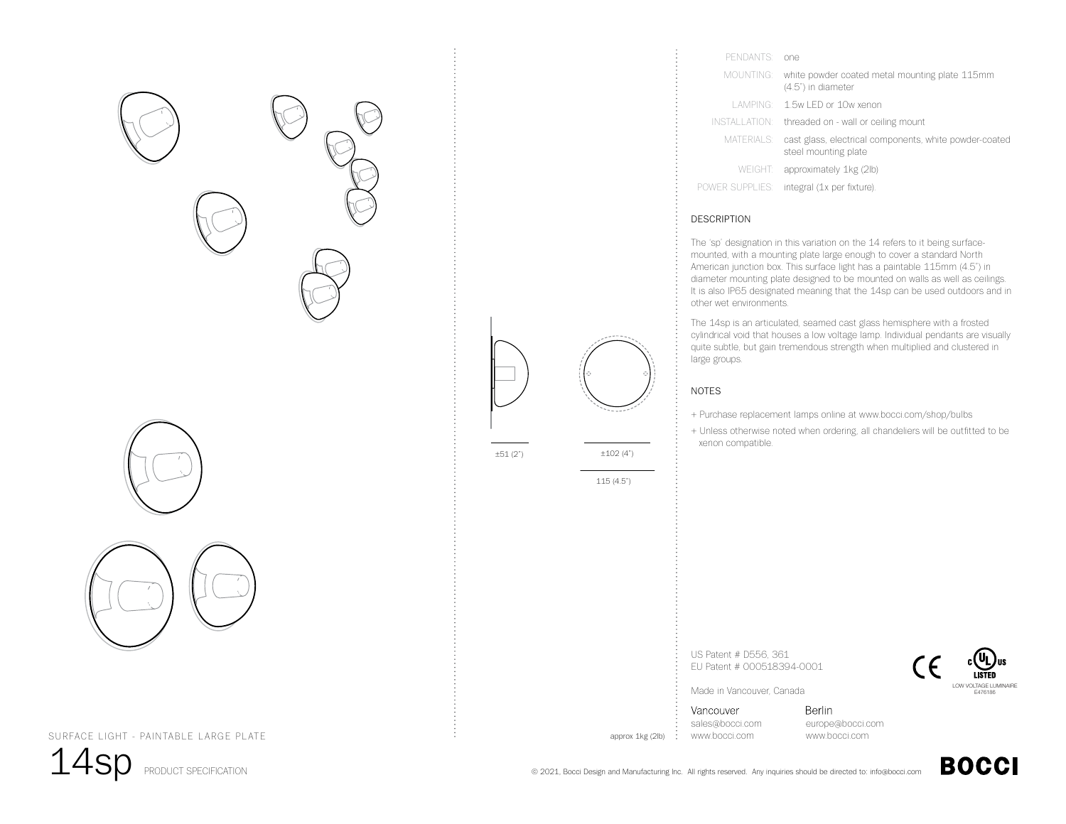| | |
|---|---|
| PENDANTS: | one |
| MOUNTING: | white powder coated metal mounting plate 115mm (4.5") in diameter |
| LAMPING: | 1.5w LED or 10w xenon |
| INSTALLATION: | threaded on - wall or ceiling mount |
| MATERIALS: | cast glass, electrical components, white powder-coated steel mounting plate |
| WEIGHT: | approximately 1kg (2lb) |
| POWER SUPPLIES: | integral (1x per fixture). |

±51 (2")

±102 (4")

115 (4.5")

approx 1kg (2lb)

## DESCRIPTION

The 'sp' designation in this variation on the 14 refers to it being surface-mounted, with a mounting plate large enough to cover a standard North American junction box. This surface light has a paintable 115mm (4.5") in diameter mounting plate designed to be mounted on walls as well as ceilings. It is also IP65 designated meaning that the 14sp can be used outdoors and in other wet environments.

The 14sp is an articulated, seamed cast glass hemisphere with a frosted cylindrical void that houses a low voltage lamp. Individual pendants are visually quite subtle, but gain tremendous strength when multiplied and clustered in large groups.

## NOTES

+ Purchase replacement lamps online at www.bocci.com/shop/bulbs
+ Unless otherwise noted when ordering, all chandeliers will be outfitted to be xenon compatible.

US Patent # D556, 361
EU Patent # 000518394-0001

Made in Vancouver, Canada

LOW VOLTAGE LUMINAIRE
E476186

Vancouver
sales@bocci.com
www.bocci.com

Berlin
europe@bocci.com
www.bocci.com

SURFACE LIGHT - PAINTABLE LARGE PLATE

# 14sp PRODUCT SPECIFICATION

© 2021, Bocci Design and Manufacturing Inc. All rights reserved. Any inquiries should be directed to: info@bocci.com

BOCCI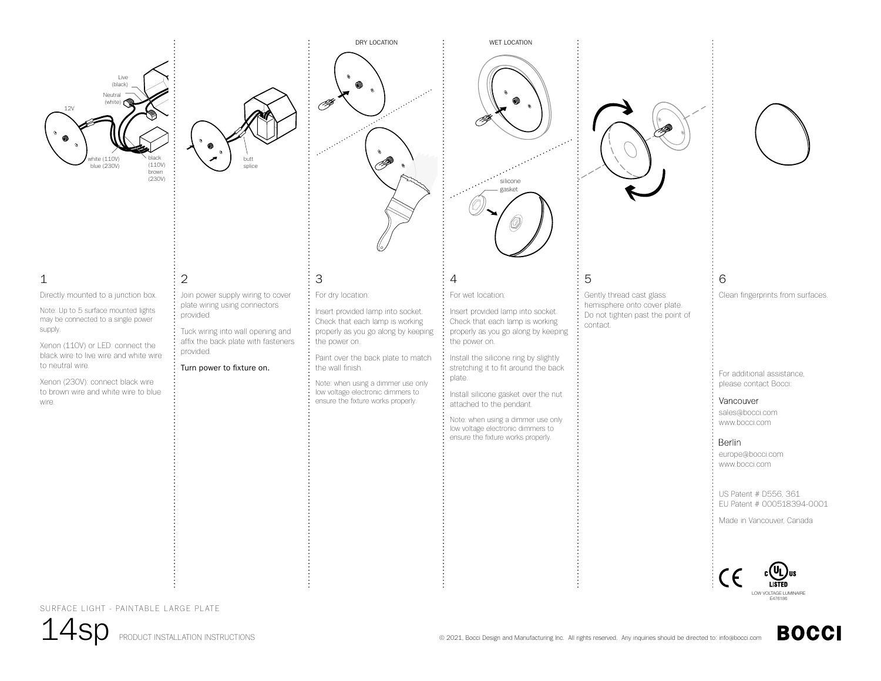DRY LOCATION

WET LOCATION

Live (black)
Neutral (white)
12V
white (110V) blue (230V)
black (110V) brown (230V)

butt splice

silicone gasket

## 1

Directly mounted to a junction box.

Note: Up to 5 surface mounted lights may be connected to a single power supply.

Xenon (110V) or LED: connect the black wire to live wire and white wire to neutral wire.

Xenon (230V): connect black wire to brown wire and white wire to blue wire.

## 2

Join power supply wiring to cover plate wiring using connectors provided.

Tuck wiring into wall opening and affix the back plate with fasteners provided.

Turn power to fixture on.

## 3

For dry location:

Insert provided lamp into socket. Check that each lamp is working properly as you go along by keeping the power on.

Paint over the back plate to match the wall finish.

Note: when using a dimmer use only low voltage electronic dimmers to ensure the fixture works properly.

## 4

For wet location:

Insert provided lamp into socket. Check that each lamp is working properly as you go along by keeping the power on.

Install the silicone ring by slightly stretching it to fit around the back plate.

Install silicone gasket over the nut attached to the pendant.

Note: when using a dimmer use only low voltage electronic dimmers to ensure the fixture works properly.

## 5

Gently thread cast glass hemisphere onto cover plate. Do not tighten past the point of contact.

## 6

Clean fingerprints from surfaces.

For additional assistance, please contact Bocci:

Vancouver
sales@bocci.com
www.bocci.com

Berlin
europe@bocci.com
www.bocci.com

US Patent # D556, 361
EU Patent # 000518394-0001

Made in Vancouver, Canada

CE c UL us LISTED
LOW VOLTAGE LUMINAIRE
E476186

SURFACE LIGHT - PAINTABLE LARGE PLATE

# 14sp PRODUCT INSTALLATION INSTRUCTIONS

© 2021, Bocci Design and Manufacturing Inc. All rights reserved. Any inquiries should be directed to: info@bocci.com

**BOCCI**